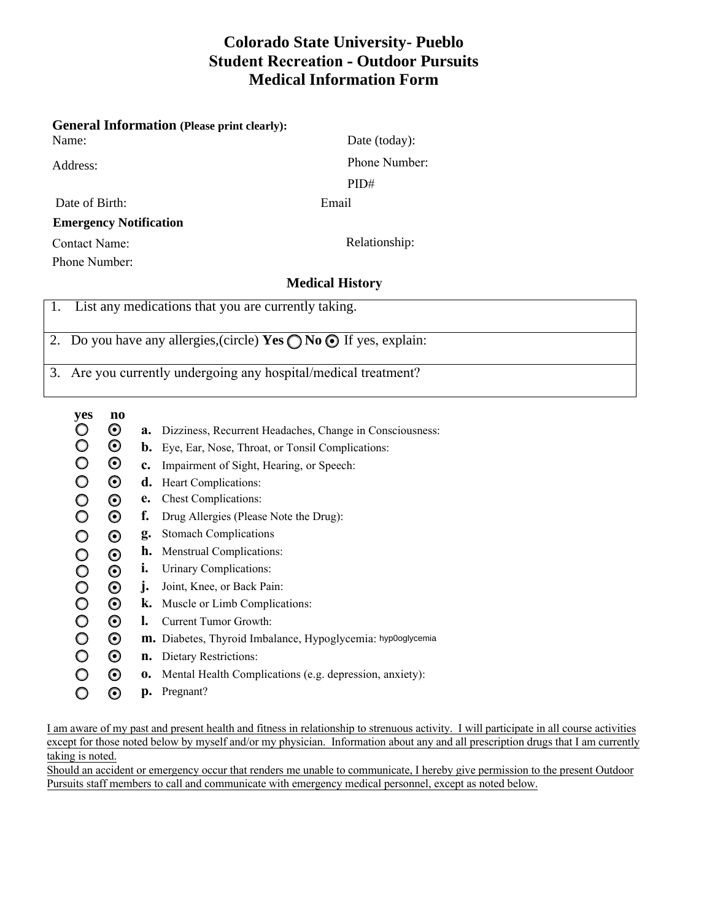# Colorado State University- Pueblo
# Student Recreation - Outdoor Pursuits
# Medical Information Form

**General Information** **(Please print clearly):**

Name:

Date (today):

Address:

Phone Number:

PID#

Date of Birth:

Email

**Emergency Notification**

Contact Name:

Relationship:

Phone Number:

## Medical History

| |
|---|
| 1. List any medications that you are currently taking. |
| 2. Do you have any allergies,(circle) **Yes** ○ **No** ◉ If yes, explain: |
| 3. Are you currently undergoing any hospital/medical treatment? |

| yes | no | | |
|---|---|---|---|
| ○ | ◉ | **a.** | Dizziness, Recurrent Headaches, Change in Consciousness: |
| ○ | ◉ | **b.** | Eye, Ear, Nose, Throat, or Tonsil Complications: |
| ○ | ◉ | **c.** | Impairment of Sight, Hearing, or Speech: |
| ○ | ◉ | **d.** | Heart Complications: |
| ○ | ◉ | **e.** | Chest Complications: |
| ○ | ◉ | **f.** | Drug Allergies (Please Note the Drug): |
| ○ | ◉ | **g.** | Stomach Complications |
| ○ | ◉ | **h.** | Menstrual Complications: |
| ○ | ◉ | **i.** | Urinary Complications: |
| ○ | ◉ | **j.** | Joint, Knee, or Back Pain: |
| ○ | ◉ | **k.** | Muscle or Limb Complications: |
| ○ | ◉ | **l.** | Current Tumor Growth: |
| ○ | ◉ | **m.** | Diabetes, Thyroid Imbalance, Hypoglycemia: hyp0oglycemia |
| ○ | ◉ | **n.** | Dietary Restrictions: |
| ○ | ◉ | **o.** | Mental Health Complications (e.g. depression, anxiety): |
| ○ | ◉ | **p.** | Pregnant? |

I am aware of my past and present health and fitness in relationship to strenuous activity. I will participate in all course activities except for those noted below by myself and/or my physician. Information about any and all prescription drugs that I am currently taking is noted.

Should an accident or emergency occur that renders me unable to communicate, I hereby give permission to the present Outdoor Pursuits staff members to call and communicate with emergency medical personnel, except as noted below.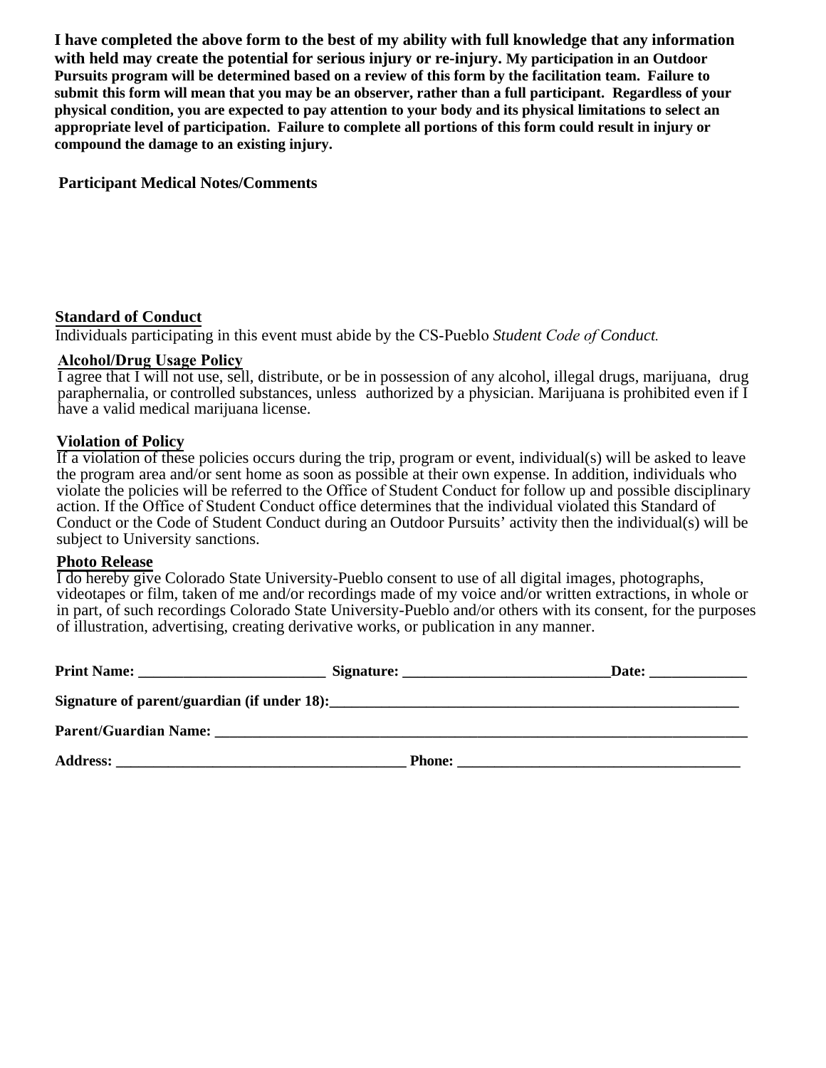**I have completed the above form to the best of my ability with full knowledge that any information with held may create the potential for serious injury or re-injury. My participation in an Outdoor Pursuits program will be determined based on a review of this form by the facilitation team. Failure to submit this form will mean that you may be an observer, rather than a full participant. Regardless of your physical condition, you are expected to pay attention to your body and its physical limitations to select an appropriate level of participation. Failure to complete all portions of this form could result in injury or compound the damage to an existing injury.**

**Participant Medical Notes/Comments**

**Standard of Conduct**

Individuals participating in this event must abide by the CS-Pueblo *Student Code of Conduct.*

**Alcohol/Drug Usage Policy**

I agree that I will not use, sell, distribute, or be in possession of any alcohol, illegal drugs, marijuana, drug paraphernalia, or controlled substances, unless authorized by a physician. Marijuana is prohibited even if I have a valid medical marijuana license.

**Violation of Policy**

If a violation of these policies occurs during the trip, program or event, individual(s) will be asked to leave the program area and/or sent home as soon as possible at their own expense. In addition, individuals who violate the policies will be referred to the Office of Student Conduct for follow up and possible disciplinary action. If the Office of Student Conduct office determines that the individual violated this Standard of Conduct or the Code of Student Conduct during an Outdoor Pursuits' activity then the individual(s) will be subject to University sanctions.

**Photo Release**

I do hereby give Colorado State University-Pueblo consent to use of all digital images, photographs, videotapes or film, taken of me and/or recordings made of my voice and/or written extractions, in whole or in part, of such recordings Colorado State University-Pueblo and/or others with its consent, for the purposes of illustration, advertising, creating derivative works, or publication in any manner.

**Print Name: _________________________ Signature: ____________________________Date: _____________**

**Signature of parent/guardian (if under 18):_______________________________________________________**

**Parent/Guardian Name: __________________________________________________________________________**

**Address: _______________________________________ Phone: ______________________________________**